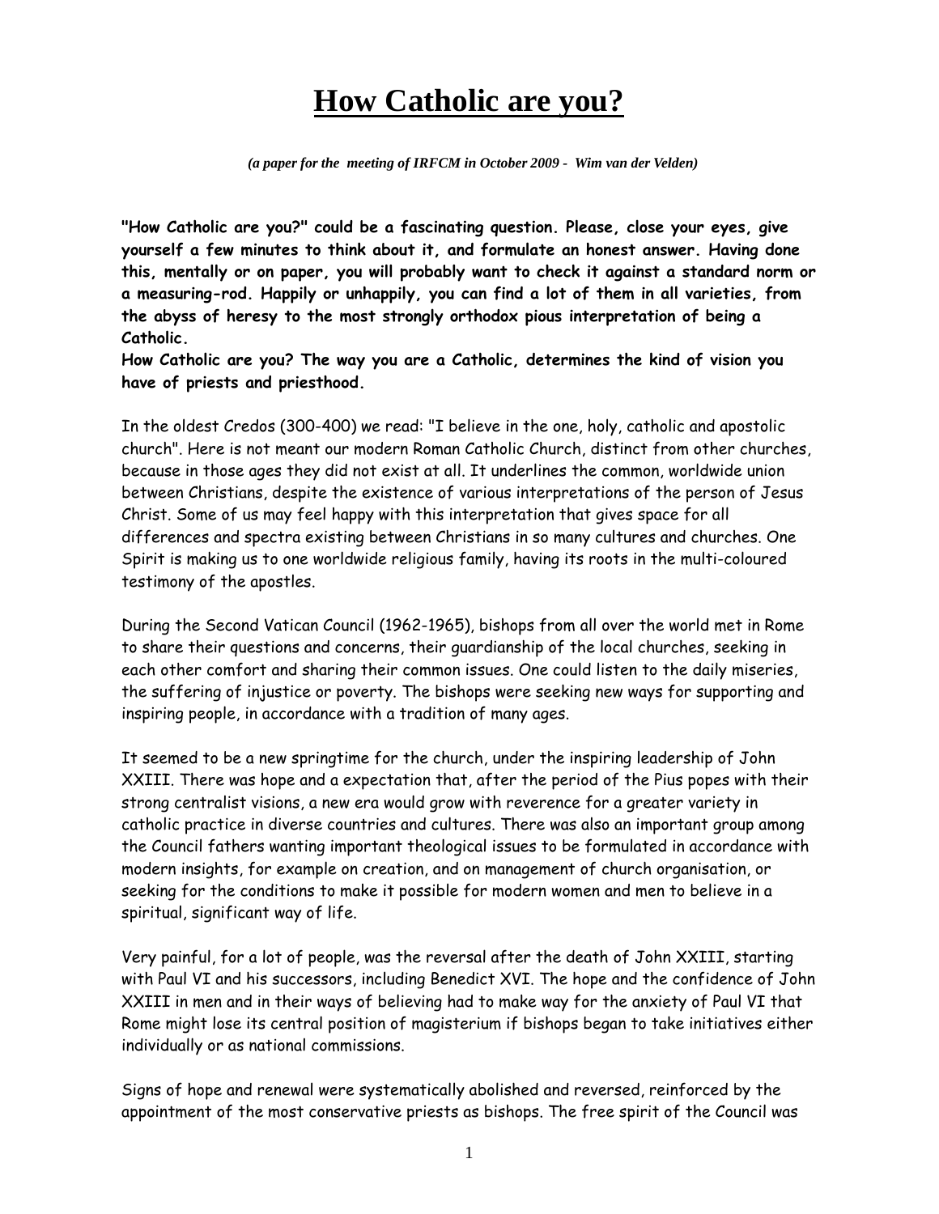# How Catholic are you?

*(a paper for the meeting of IRFCM in October 2009 - Wim van der Velden)*

**"How Catholic are you?" could be a fascinating question. Please, close your eyes, give yourself a few minutes to think about it, and formulate an honest answer. Having done this, mentally or on paper, you will probably want to check it against a standard norm or a measuring-rod. Happily or unhappily, you can find a lot of them in all varieties, from the abyss of heresy to the most strongly orthodox pious interpretation of being a Catholic.**
**How Catholic are you? The way you are a Catholic, determines the kind of vision you have of priests and priesthood.**

In the oldest Credos (300-400) we read: "I believe in the one, holy, catholic and apostolic church". Here is not meant our modern Roman Catholic Church, distinct from other churches, because in those ages they did not exist at all. It underlines the common, worldwide union between Christians, despite the existence of various interpretations of the person of Jesus Christ. Some of us may feel happy with this interpretation that gives space for all differences and spectra existing between Christians in so many cultures and churches. One Spirit is making us to one worldwide religious family, having its roots in the multi-coloured testimony of the apostles.

During the Second Vatican Council (1962-1965), bishops from all over the world met in Rome to share their questions and concerns, their guardianship of the local churches, seeking in each other comfort and sharing their common issues. One could listen to the daily miseries, the suffering of injustice or poverty. The bishops were seeking new ways for supporting and inspiring people, in accordance with a tradition of many ages.

It seemed to be a new springtime for the church, under the inspiring leadership of John XXIII. There was hope and a expectation that, after the period of the Pius popes with their strong centralist visions, a new era would grow with reverence for a greater variety in catholic practice in diverse countries and cultures. There was also an important group among the Council fathers wanting important theological issues to be formulated in accordance with modern insights, for example on creation, and on management of church organisation, or seeking for the conditions to make it possible for modern women and men to believe in a spiritual, significant way of life.

Very painful, for a lot of people, was the reversal after the death of John XXIII, starting with Paul VI and his successors, including Benedict XVI. The hope and the confidence of John XXIII in men and in their ways of believing had to make way for the anxiety of Paul VI that Rome might lose its central position of magisterium if bishops began to take initiatives either individually or as national commissions.

Signs of hope and renewal were systematically abolished and reversed, reinforced by the appointment of the most conservative priests as bishops. The free spirit of the Council was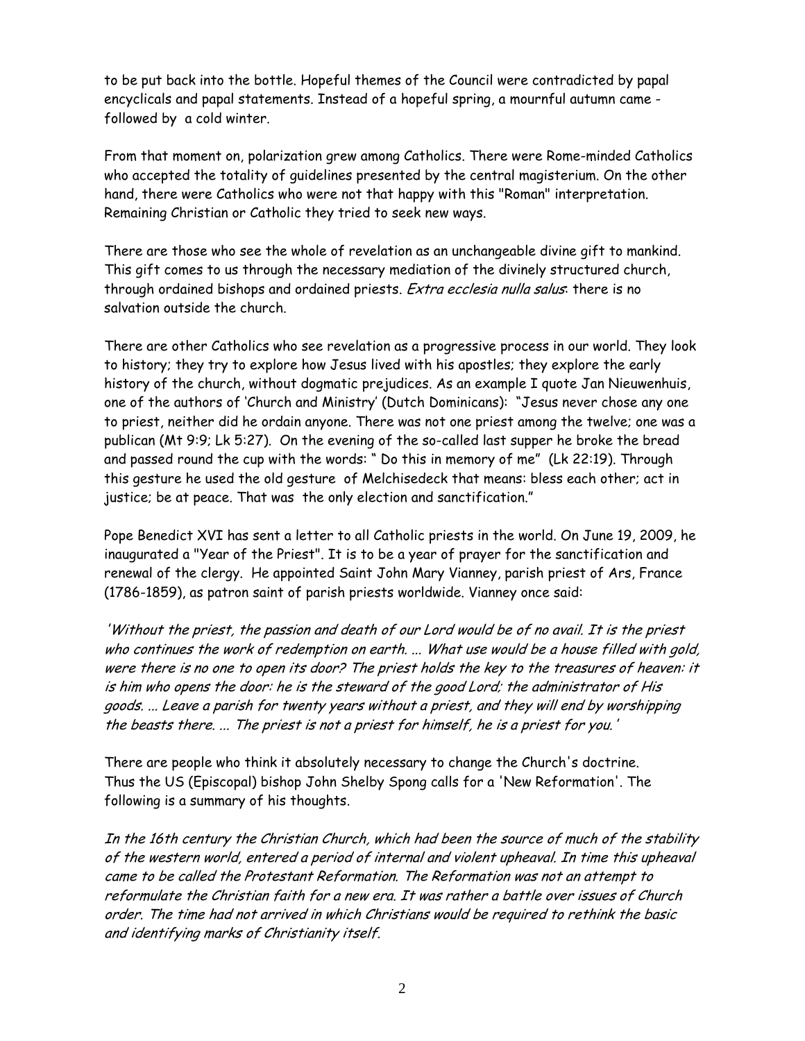to be put back into the bottle. Hopeful themes of the Council were contradicted by papal encyclicals and papal statements. Instead of a hopeful spring, a mournful autumn came - followed by a cold winter.

From that moment on, polarization grew among Catholics. There were Rome-minded Catholics who accepted the totality of guidelines presented by the central magisterium. On the other hand, there were Catholics who were not that happy with this "Roman" interpretation. Remaining Christian or Catholic they tried to seek new ways.

There are those who see the whole of revelation as an unchangeable divine gift to mankind. This gift comes to us through the necessary mediation of the divinely structured church, through ordained bishops and ordained priests. *Extra ecclesia nulla salus*: there is no salvation outside the church.

There are other Catholics who see revelation as a progressive process in our world. They look to history; they try to explore how Jesus lived with his apostles; they explore the early history of the church, without dogmatic prejudices. As an example I quote Jan Nieuwenhuis, one of the authors of 'Church and Ministry' (Dutch Dominicans): "Jesus never chose any one to priest, neither did he ordain anyone. There was not one priest among the twelve; one was a publican (Mt 9:9; Lk 5:27). On the evening of the so-called last supper he broke the bread and passed round the cup with the words: " Do this in memory of me" (Lk 22:19). Through this gesture he used the old gesture of Melchisedeck that means: bless each other; act in justice; be at peace. That was the only election and sanctification."

Pope Benedict XVI has sent a letter to all Catholic priests in the world. On June 19, 2009, he inaugurated a "Year of the Priest". It is to be a year of prayer for the sanctification and renewal of the clergy. He appointed Saint John Mary Vianney, parish priest of Ars, France (1786-1859), as patron saint of parish priests worldwide. Vianney once said:

*'Without the priest, the passion and death of our Lord would be of no avail. It is the priest who continues the work of redemption on earth. ... What use would be a house filled with gold, were there is no one to open its door? The priest holds the key to the treasures of heaven: it is him who opens the door: he is the steward of the good Lord; the administrator of His goods. ... Leave a parish for twenty years without a priest, and they will end by worshipping the beasts there. ... The priest is not a priest for himself, he is a priest for you.'*

There are people who think it absolutely necessary to change the Church's doctrine. Thus the US (Episcopal) bishop John Shelby Spong calls for a 'New Reformation'. The following is a summary of his thoughts.

*In the 16th century the Christian Church, which had been the source of much of the stability of the western world, entered a period of internal and violent upheaval. In time this upheaval came to be called the Protestant Reformation. The Reformation was not an attempt to reformulate the Christian faith for a new era. It was rather a battle over issues of Church order. The time had not arrived in which Christians would be required to rethink the basic and identifying marks of Christianity itself.*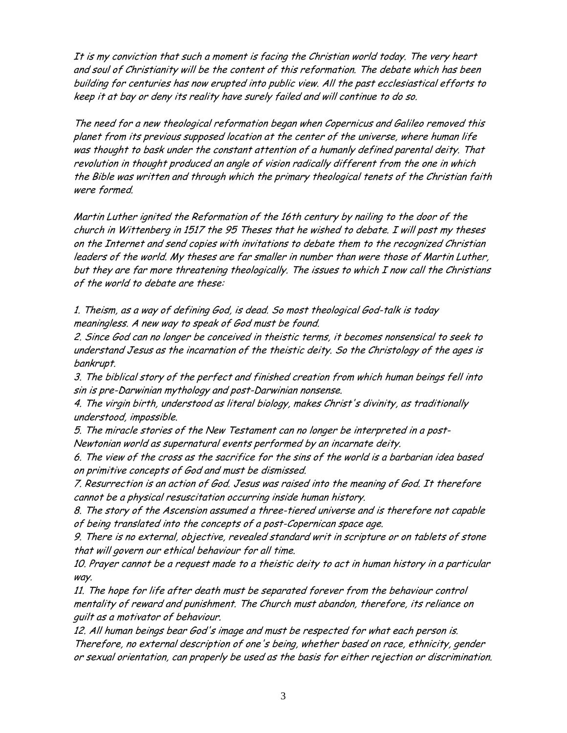*It is my conviction that such a moment is facing the Christian world today. The very heart and soul of Christianity will be the content of this reformation. The debate which has been building for centuries has now erupted into public view. All the past ecclesiastical efforts to keep it at bay or deny its reality have surely failed and will continue to do so.*

*The need for a new theological reformation began when Copernicus and Galileo removed this planet from its previous supposed location at the center of the universe, where human life was thought to bask under the constant attention of a humanly defined parental deity. That revolution in thought produced an angle of vision radically different from the one in which the Bible was written and through which the primary theological tenets of the Christian faith were formed.*

*Martin Luther ignited the Reformation of the 16th century by nailing to the door of the church in Wittenberg in 1517 the 95 Theses that he wished to debate. I will post my theses on the Internet and send copies with invitations to debate them to the recognized Christian leaders of the world. My theses are far smaller in number than were those of Martin Luther, but they are far more threatening theologically. The issues to which I now call the Christians of the world to debate are these:*

1. *Theism, as a way of defining God, is dead. So most theological God-talk is today meaningless. A new way to speak of God must be found.*
2. *Since God can no longer be conceived in theistic terms, it becomes nonsensical to seek to understand Jesus as the incarnation of the theistic deity. So the Christology of the ages is bankrupt.*
3. *The biblical story of the perfect and finished creation from which human beings fell into sin is pre-Darwinian mythology and post-Darwinian nonsense.*
4. *The virgin birth, understood as literal biology, makes Christ's divinity, as traditionally understood, impossible.*
5. *The miracle stories of the New Testament can no longer be interpreted in a post-Newtonian world as supernatural events performed by an incarnate deity.*
6. *The view of the cross as the sacrifice for the sins of the world is a barbarian idea based on primitive concepts of God and must be dismissed.*
7. *Resurrection is an action of God. Jesus was raised into the meaning of God. It therefore cannot be a physical resuscitation occurring inside human history.*
8. *The story of the Ascension assumed a three-tiered universe and is therefore not capable of being translated into the concepts of a post-Copernican space age.*
9. *There is no external, objective, revealed standard writ in scripture or on tablets of stone that will govern our ethical behaviour for all time.*
10. *Prayer cannot be a request made to a theistic deity to act in human history in a particular way.*
11. *The hope for life after death must be separated forever from the behaviour control mentality of reward and punishment. The Church must abandon, therefore, its reliance on guilt as a motivator of behaviour.*
12. *All human beings bear God's image and must be respected for what each person is. Therefore, no external description of one's being, whether based on race, ethnicity, gender or sexual orientation, can properly be used as the basis for either rejection or discrimination.*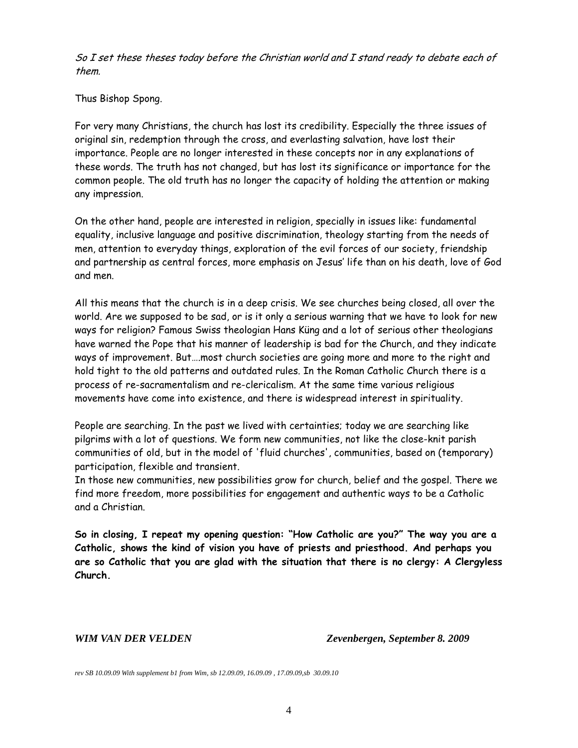*So I set these theses today before the Christian world and I stand ready to debate each of them.*

Thus Bishop Spong.

For very many Christians, the church has lost its credibility. Especially the three issues of original sin, redemption through the cross, and everlasting salvation, have lost their importance. People are no longer interested in these concepts nor in any explanations of these words. The truth has not changed, but has lost its significance or importance for the common people. The old truth has no longer the capacity of holding the attention or making any impression.

On the other hand, people are interested in religion, specially in issues like: fundamental equality, inclusive language and positive discrimination, theology starting from the needs of men, attention to everyday things, exploration of the evil forces of our society, friendship and partnership as central forces, more emphasis on Jesus' life than on his death, love of God and men.

All this means that the church is in a deep crisis. We see churches being closed, all over the world. Are we supposed to be sad, or is it only a serious warning that we have to look for new ways for religion? Famous Swiss theologian Hans Küng and a lot of serious other theologians have warned the Pope that his manner of leadership is bad for the Church, and they indicate ways of improvement. But….most church societies are going more and more to the right and hold tight to the old patterns and outdated rules. In the Roman Catholic Church there is a process of re-sacramentalism and re-clericalism. At the same time various religious movements have come into existence, and there is widespread interest in spirituality.

People are searching. In the past we lived with certainties; today we are searching like pilgrims with a lot of questions. We form new communities, not like the close-knit parish communities of old, but in the model of 'fluid churches', communities, based on (temporary) participation, flexible and transient.
In those new communities, new possibilities grow for church, belief and the gospel. There we find more freedom, more possibilities for engagement and authentic ways to be a Catholic and a Christian.

**So in closing, I repeat my opening question: "How Catholic are you?" The way you are a Catholic, shows the kind of vision you have of priests and priesthood. And perhaps you are so Catholic that you are glad with the situation that there is no clergy: A Clergyless Church.**

***WIM VAN DER VELDEN*** ***Zevenbergen, September 8. 2009***

*rev SB 10.09.09 With supplement b1 from Wim, sb 12.09.09, 16.09.09 , 17.09.09,sb 30.09.10*